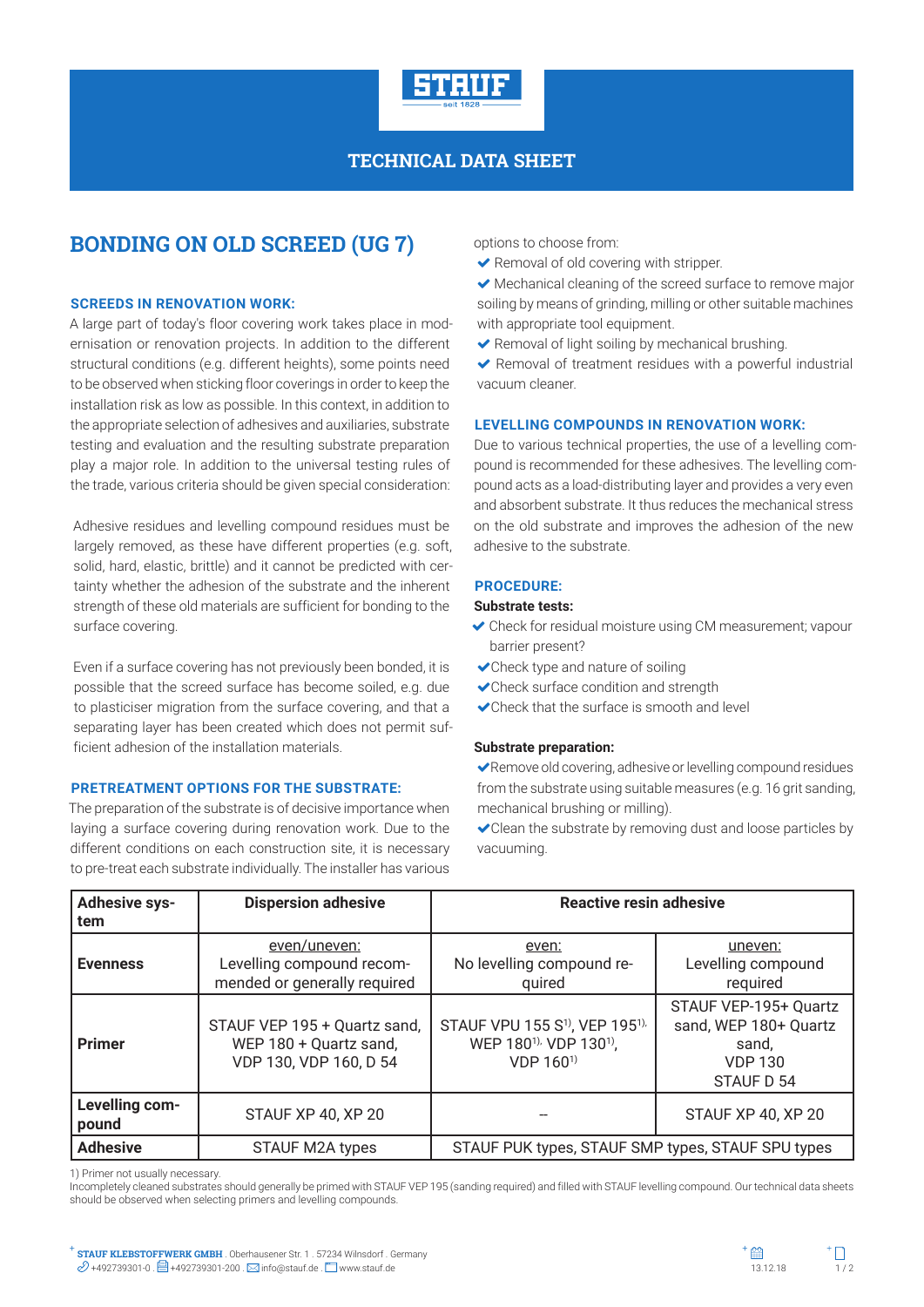TECHNICAL DATA SHEET

# BONDING ON OLD SCREED (UG 7)

## SCREEDS IN RENOVATION WORK:

A large part of today's floor covering work takes place in modernisation or renovation projects. In addition to the different structural conditions (e.g. different heights), some points need to be observed when sticking floor coverings in order to keep the installation risk as low as possible. In this context, in addition to the appropriate selection of adhesives and auxiliaries, substrate testing and evaluation and the resulting substrate preparation play a major role. In addition to the universal testing rules of the trade, various criteria should be given special consideration:

Adhesive residues and levelling compound residues must be largely removed, as these have different properties (e.g. soft, solid, hard, elastic, brittle) and it cannot be predicted with certainty whether the adhesion of the substrate and the inherent strength of these old materials are sufficient for bonding to the surface covering.

Even if a surface covering has not previously been bonded, it is possible that the screed surface has become soiled, e.g. due to plasticiser migration from the surface covering, and that a separating layer has been created which does not permit sufficient adhesion of the installation materials.

## PRETREATMENT OPTIONS FOR THE SUBSTRATE:

The preparation of the substrate is of decisive importance when laying a surface covering during renovation work. Due to the different conditions on each construction site, it is necessary to pre-treat each substrate individually. The installer has various options to choose from:

- ✔ Removal of old covering with stripper.
- ✔ Mechanical cleaning of the screed surface to remove major soiling by means of grinding, milling or other suitable machines with appropriate tool equipment.
- ✔ Removal of light soiling by mechanical brushing.
- ✔ Removal of treatment residues with a powerful industrial vacuum cleaner.

## LEVELLING COMPOUNDS IN RENOVATION WORK:

Due to various technical properties, the use of a levelling compound is recommended for these adhesives. The levelling compound acts as a load-distributing layer and provides a very even and absorbent substrate. It thus reduces the mechanical stress on the old substrate and improves the adhesion of the new adhesive to the substrate.

## PROCEDURE:

**Substrate tests:**

- ✔ Check for residual moisture using CM measurement; vapour barrier present?
- ✔ Check type and nature of soiling
- ✔ Check surface condition and strength
- ✔ Check that the surface is smooth and level

**Substrate preparation:**

- ✔ Remove old covering, adhesive or levelling compound residues from the substrate using suitable measures (e.g. 16 grit sanding, mechanical brushing or milling).
- ✔ Clean the substrate by removing dust and loose particles by vacuuming.

| Adhesive system | Dispersion adhesive | Reactive resin adhesive | |
|---|---|---|---|
| **Evenness** | even/uneven: Levelling compound recommended or generally required | even: No levelling compound required | uneven: Levelling compound required |
| **Primer** | STAUF VEP 195 + Quartz sand, WEP 180 + Quartz sand, VDP 130, VDP 160, D 54 | STAUF VPU 155 S[1], VEP 195[1], WEP 180[1], VDP 130[1], VDP 160[1] | STAUF VEP-195+ Quartz sand, WEP 180+ Quartz sand, VDP 130 STAUF D 54 |
| **Levelling compound** | STAUF XP 40, XP 20 | -- | STAUF XP 40, XP 20 |
| **Adhesive** | STAUF M2A types | STAUF PUK types, STAUF SMP types, STAUF SPU types | |

1) Primer not usually necessary.
Incompletely cleaned substrates should generally be primed with STAUF VEP 195 (sanding required) and filled with STAUF levelling compound. Our technical data sheets should be observed when selecting primers and levelling compounds.

STAUF KLEBSTOFFWERK GMBH . Oberhausener Str. 1 . 57234 Wilnsdorf . Germany
+492739301-0 . +492739301-200 . info@stauf.de . www.stauf.de

13.12.18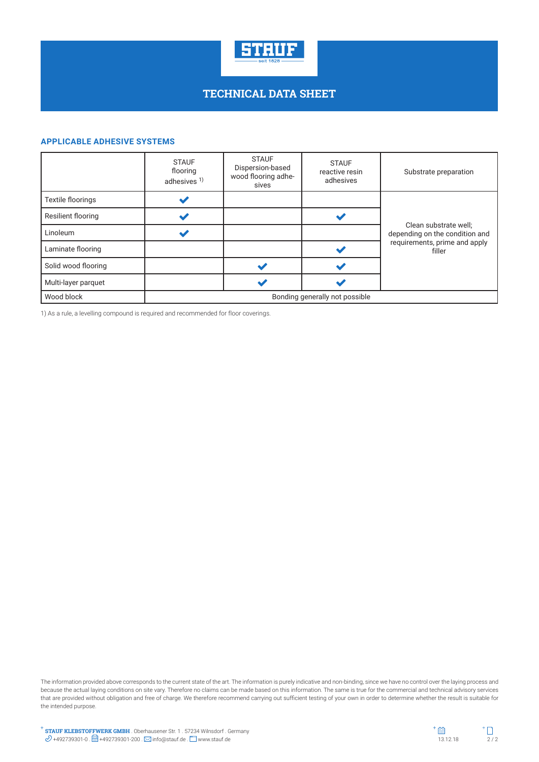# TECHNICAL DATA SHEET

## APPLICABLE ADHESIVE SYSTEMS

| | STAUF flooring adhesives [1] | STAUF Dispersion-based wood flooring adhesives | STAUF reactive resin adhesives | Substrate preparation |
|---|---|---|---|---|
| Textile floorings | ✔ | | | Clean substrate well; depending on the condition and requirements, prime and apply filler |
| Resilient flooring | ✔ | | ✔ | |
| Linoleum | ✔ | | | |
| Laminate flooring | | | ✔ | |
| Solid wood flooring | | ✔ | ✔ | |
| Multi-layer parquet | | ✔ | ✔ | |
| Wood block | Bonding generally not possible | | | |

1) As a rule, a levelling compound is required and recommended for floor coverings.

The information provided above corresponds to the current state of the art. The information is purely indicative and non-binding, since we have no control over the laying process and because the actual laying conditions on site vary. Therefore no claims can be made based on this information. The same is true for the commercial and technical advisory services that are provided without obligation and free of charge. We therefore recommend carrying out sufficient testing of your own in order to determine whether the result is suitable for the intended purpose.

**STAUF KLEBSTOFFWERK GMBH** . Oberhausener Str. 1 . 57234 Wilnsdorf . Germany
+492739301-0 . +492739301-200 . info@stauf.de . www.stauf.de

13.12.18